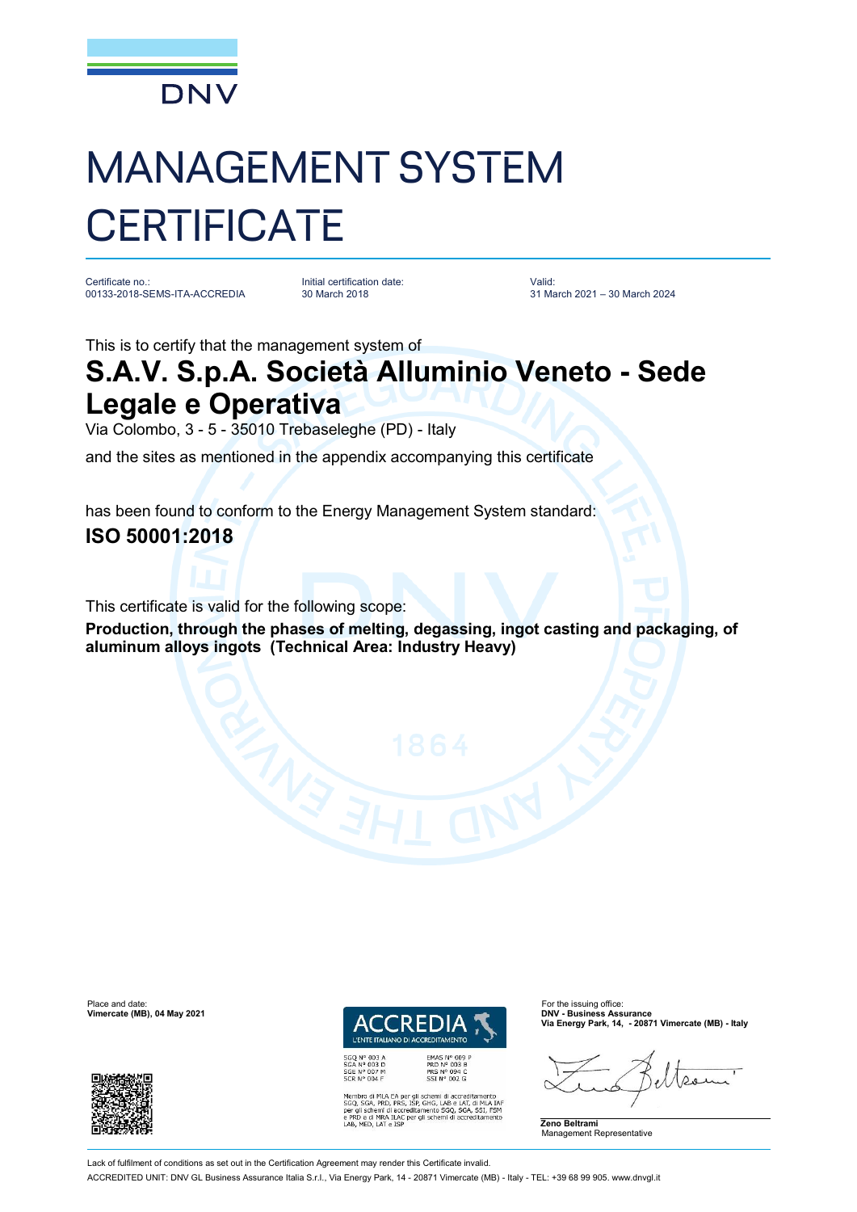DNV

# MANAGEMENT SYSTEM CERTIFICATE

Certificate no.:
00133-2018-SEMS-ITA-ACCREDIA

Initial certification date:
30 March 2018

Valid:
31 March 2021 – 30 March 2024

This is to certify that the management system of

## S.A.V. S.p.A. Società Alluminio Veneto - Sede Legale e Operativa

Via Colombo, 3 - 5 - 35010 Trebaseleghe (PD) - Italy

and the sites as mentioned in the appendix accompanying this certificate

has been found to conform to the Energy Management System standard:

## ISO 50001:2018

This certificate is valid for the following scope:

**Production, through the phases of melting, degassing, ingot casting and packaging, of aluminum alloys ingots (Technical Area: Industry Heavy)**

Place and date:
**Vimercate (MB), 04 May 2021**

ACCREDIA
L'ENTE ITALIANO DI ACCREDITAMENTO

SGQ N° 003 A
SGA N° 003 D
SGE N° 007 M
SCR N° 004 F

EMAS N° 009 P
PRD N° 003 B
PRS N° 094 C
SSI N° 002 G

Membro di MLA EA per gli schemi di accreditamento SGQ, SGA, PRD, PRS, ISP, GHG, LAB e LAT, di MLA IAF per gli schemi di accreditamento SGQ, SGA, SSI, FSM e PRD e di MRA ILAC per gli schemi di accreditamento LAB, MED, LAT e ISP

For the issuing office:
**DNV - Business Assurance**
**Via Energy Park, 14, - 20871 Vimercate (MB) - Italy**

**Zeno Beltrami**
Management Representative

Lack of fulfilment of conditions as set out in the Certification Agreement may render this Certificate invalid.
ACCREDITED UNIT: DNV GL Business Assurance Italia S.r.l., Via Energy Park, 14 - 20871 Vimercate (MB) - Italy - TEL: +39 68 99 905. www.dnvgl.it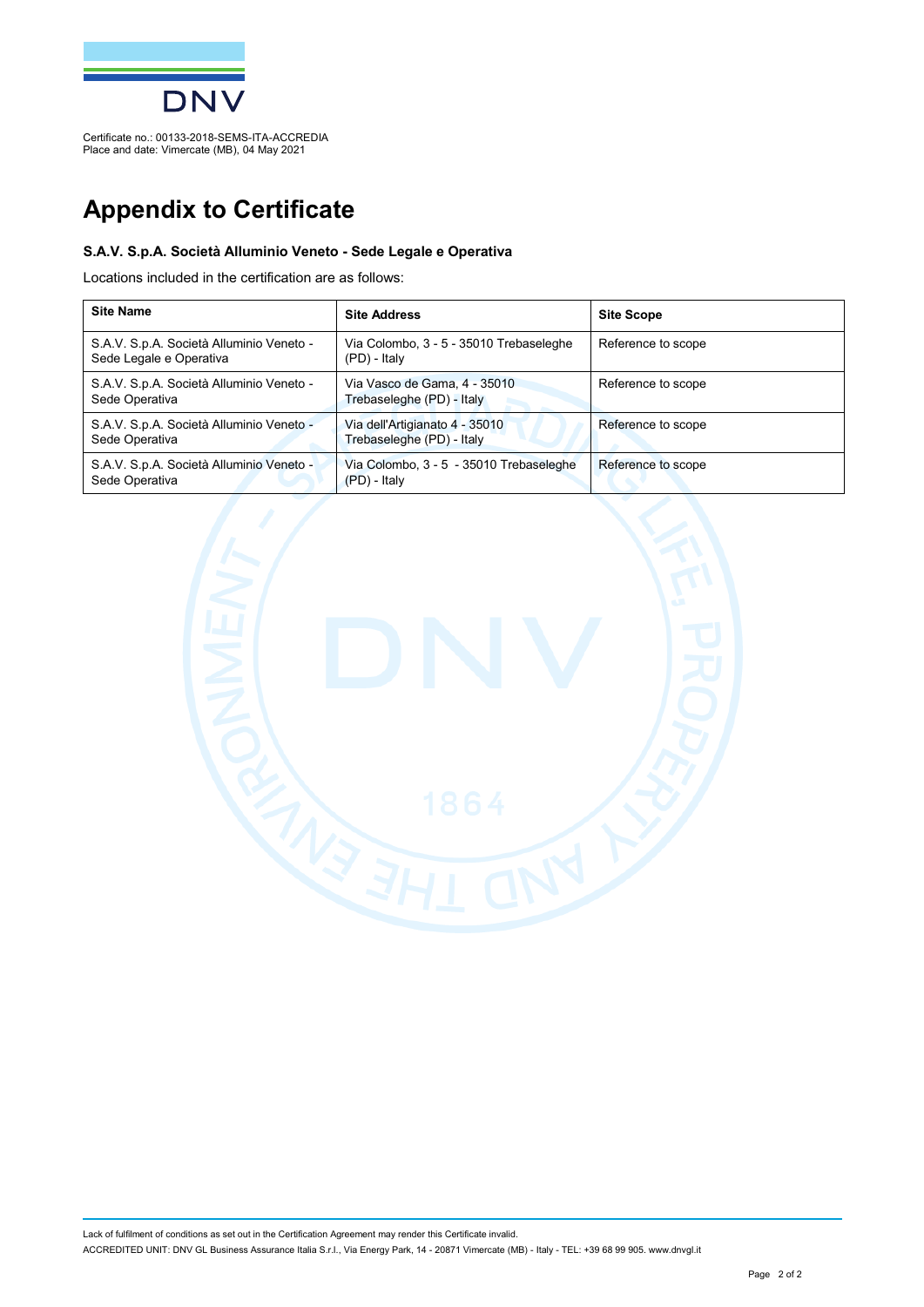Certificate no.: 00133-2018-SEMS-ITA-ACCREDIA
Place and date: Vimercate (MB), 04 May 2021

# Appendix to Certificate

### S.A.V. S.p.A. Società Alluminio Veneto - Sede Legale e Operativa

Locations included in the certification are as follows:

| Site Name | Site Address | Site Scope |
|---|---|---|
| S.A.V. S.p.A. Società Alluminio Veneto - Sede Legale e Operativa | Via Colombo, 3 - 5 - 35010 Trebaseleghe (PD) - Italy | Reference to scope |
| S.A.V. S.p.A. Società Alluminio Veneto - Sede Operativa | Via Vasco de Gama, 4 - 35010 Trebaseleghe (PD) - Italy | Reference to scope |
| S.A.V. S.p.A. Società Alluminio Veneto - Sede Operativa | Via dell'Artigianato 4 - 35010 Trebaseleghe (PD) - Italy | Reference to scope |
| S.A.V. S.p.A. Società Alluminio Veneto - Sede Operativa | Via Colombo, 3 - 5 - 35010 Trebaseleghe (PD) - Italy | Reference to scope |

Lack of fulfilment of conditions as set out in the Certification Agreement may render this Certificate invalid.

ACCREDITED UNIT: DNV GL Business Assurance Italia S.r.l., Via Energy Park, 14 - 20871 Vimercate (MB) - Italy - TEL: +39 68 99 905. www.dnvgl.it